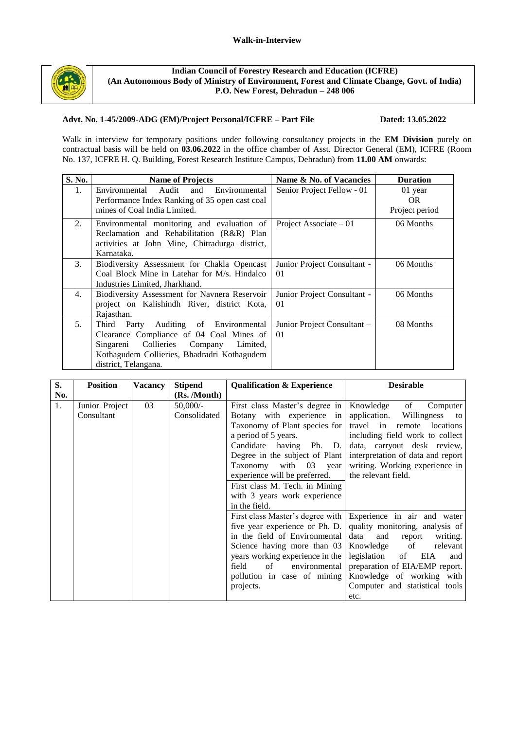**Walk-in-Interview**

**Indian Council of Forestry Research and Education (ICFRE)**
**(An Autonomous Body of Ministry of Environment, Forest and Climate Change, Govt. of India)**
**P.O. New Forest, Dehradun – 248 006**

**Advt. No. 1-45/2009-ADG (EM)/Project Personal/ICFRE – Part File** **Dated: 13.05.2022**

Walk in interview for temporary positions under following consultancy projects in the **EM Division** purely on contractual basis will be held on **03.06.2022** in the office chamber of Asst. Director General (EM), ICFRE (Room No. 137, ICFRE H. Q. Building, Forest Research Institute Campus, Dehradun) from **11.00 AM** onwards:

| S. No. | Name of Projects | Name & No. of Vacancies | Duration |
|---|---|---|---|
| 1. | Environmental Audit and Environmental Performance Index Ranking of 35 open cast coal mines of Coal India Limited. | Senior Project Fellow - 01 | 01 year OR Project period |
| 2. | Environmental monitoring and evaluation of Reclamation and Rehabilitation (R&R) Plan activities at John Mine, Chitradurga district, Karnataka. | Project Associate – 01 | 06 Months |
| 3. | Biodiversity Assessment for Chakla Opencast Coal Block Mine in Latehar for M/s. Hindalco Industries Limited, Jharkhand. | Junior Project Consultant - 01 | 06 Months |
| 4. | Biodiversity Assessment for Navnera Reservoir project on Kalishindh River, district Kota, Rajasthan. | Junior Project Consultant - 01 | 06 Months |
| 5. | Third Party Auditing of Environmental Clearance Compliance of 04 Coal Mines of Singareni Collieries Company Limited, Kothagudem Collieries, Bhadradri Kothagudem district, Telangana. | Junior Project Consultant – 01 | 08 Months |

| S. No. | Position | Vacancy | Stipend (Rs. /Month) | Qualification & Experience | Desirable |
|---|---|---|---|---|---|
| 1. | Junior Project Consultant | 03 | 50,000/- Consolidated | First class Master's degree in Botany with experience in Taxonomy of Plant species for a period of 5 years. Candidate having Ph. D. Degree in the subject of Plant Taxonomy with 03 year experience will be preferred. First class M. Tech. in Mining with 3 years work experience in the field. | Knowledge of Computer application. Willingness to travel in remote locations including field work to collect data, carryout desk review, interpretation of data and report writing. Working experience in the relevant field. |
| | | | | First class Master's degree with five year experience or Ph. D. in the field of Environmental Science having more than 03 years working experience in the field of environmental pollution in case of mining projects. | Experience in air and water quality monitoring, analysis of data and report writing. Knowledge of relevant legislation of EIA and preparation of EIA/EMP report. Knowledge of working with Computer and statistical tools etc. |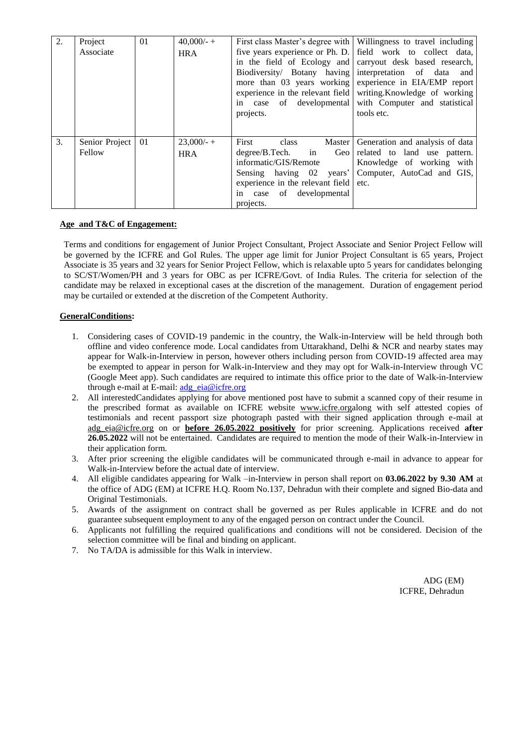| 2. | Project Associate | 01 | 40,000/- + HRA | First class Master's degree with five years experience or Ph. D. in the field of Ecology and Biodiversity/ Botany having more than 03 years working experience in the relevant field in case of developmental projects. | Willingness to travel including field work to collect data, carryout desk based research, interpretation of data and experience in EIA/EMP report writing.Knowledge of working with Computer and statistical tools etc. |
|---|---|---|---|---|---|
| 3. | Senior Project Fellow | 01 | 23,000/- + HRA | First class Master degree/B.Tech. in Geo informatic/GIS/Remote Sensing having 02 years' experience in the relevant field in case of developmental projects. | Generation and analysis of data related to land use pattern. Knowledge of working with Computer, AutoCad and GIS, etc. |

**Age and T&C of Engagement:**

Terms and conditions for engagement of Junior Project Consultant, Project Associate and Senior Project Fellow will be governed by the ICFRE and GoI Rules. The upper age limit for Junior Project Consultant is 65 years, Project Associate is 35 years and 32 years for Senior Project Fellow, which is relaxable upto 5 years for candidates belonging to SC/ST/Women/PH and 3 years for OBC as per ICFRE/Govt. of India Rules. The criteria for selection of the candidate may be relaxed in exceptional cases at the discretion of the management. Duration of engagement period may be curtailed or extended at the discretion of the Competent Authority.

**GeneralConditions:**

1. Considering cases of COVID-19 pandemic in the country, the Walk-in-Interview will be held through both offline and video conference mode. Local candidates from Uttarakhand, Delhi & NCR and nearby states may appear for Walk-in-Interview in person, however others including person from COVID-19 affected area may be exempted to appear in person for Walk-in-Interview and they may opt for Walk-in-Interview through VC (Google Meet app). Such candidates are required to intimate this office prior to the date of Walk-in-Interview through e-mail at E-mail: adg_eia@icfre.org
2. All interestedCandidates applying for above mentioned post have to submit a scanned copy of their resume in the prescribed format as available on ICFRE website www.icfre.orgalong with self attested copies of testimonials and recent passport size photograph pasted with their signed application through e-mail at adg_eia@icfre.org on or **before 26.05.2022 positively** for prior screening. Applications received **after 26.05.2022** will not be entertained. Candidates are required to mention the mode of their Walk-in-Interview in their application form.
3. After prior screening the eligible candidates will be communicated through e-mail in advance to appear for Walk-in-Interview before the actual date of interview.
4. All eligible candidates appearing for Walk –in-Interview in person shall report on **03.06.2022 by 9.30 AM** at the office of ADG (EM) at ICFRE H.Q. Room No.137, Dehradun with their complete and signed Bio-data and Original Testimonials.
5. Awards of the assignment on contract shall be governed as per Rules applicable in ICFRE and do not guarantee subsequent employment to any of the engaged person on contract under the Council.
6. Applicants not fulfilling the required qualifications and conditions will not be considered. Decision of the selection committee will be final and binding on applicant.
7. No TA/DA is admissible for this Walk in interview.

ADG (EM)
ICFRE, Dehradun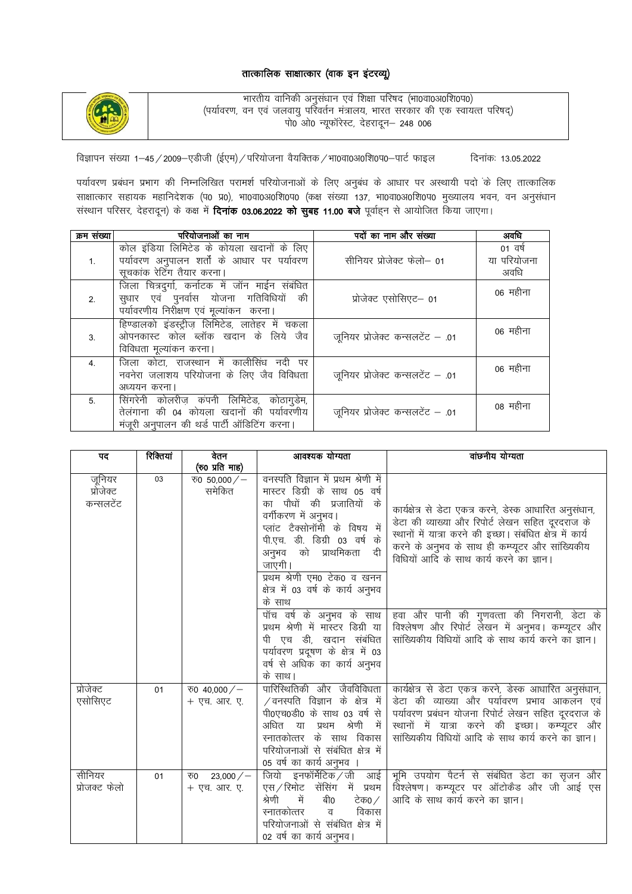# तात्कालिक साक्षात्कार (वाक इन इंटरव्यू)

भारतीय वानिकी अनुसंधान एवं शिक्षा परिषद (भा0वा0अ0शि0प0)
(पर्यावरण, वन एवं जलवायु परिवर्तन मंत्रालय, भारत सरकार की एक स्वायत्त परिषद्)
पो0 ओ0 न्यूफॉरेस्ट, देहरादून– 248 006

विज्ञापन संख्या 1–45/2009–एडीजी (ईएम)/परियोजना वैयक्तिक/भा0वा0अ0शि0प0–पार्ट फाइल दिनांकः 13.05.2022

पर्यावरण प्रबंधन प्रभाग की निम्नलिखित परामर्श परियोजनाओं के लिए अनुबंध के आधार पर अस्थायी पदो के लिए तात्कालिक साक्षात्कार सहायक महानिदेशक (प0 प्र0), भा0वा0अ0शि0प0 (कक्ष संख्या 137, भा0वा0अ0शि0प0 मुख्यालय भवन, वन अनुसंधान संस्थान परिसर, देहरादून) के कक्ष में **दिनांक 03.06.2022 को सुबह 11.00 बजे** पूर्वाह्न से आयोजित किया जाएगा।

| क्रम संख्या | परियोजनाओं का नाम | पदों का नाम और संख्या | अवधि |
|---|---|---|---|
| 1. | कोल इंडिया लिमिटेड के कोयला खदानों के लिए पर्यावरण अनुपालन शर्तों के आधार पर पर्यावरण सूचकांक रेटिंग तैयार करना। | सीनियर प्रोजेक्ट फेलो– 01 | 01 वर्ष या परियोजना अवधि |
| 2. | जिला चित्रदुर्गा, कर्नाटक में जॉन माईन संबंधित सुधार एवं पुनर्वास योजना गतिविधियों की पर्यावरणीय निरीक्षण एवं मूल्यांकन करना। | प्रोजेक्ट एसोसिएट– 01 | 06 महीना |
| 3. | हिण्डालको इंडस्ट्रीज़ लिमिटेड, लातेहर में चकला ओपनकास्ट कोल ब्लॉक खदान के लिये जैव विविधता मूल्यांकन करना। | जूनियर प्रोजेक्ट कन्सलटेंट – .01 | 06 महीना |
| 4. | जिला कोटा, राजस्थान में कालीसिंध नदी पर नवनेरा जलाशय परियोजना के लिए जैव विविधता अध्ययन करना। | जूनियर प्रोजेक्ट कन्सलटेंट – .01 | 06 महीना |
| 5. | सिंगरेनी कोलरीज़ कंपनी लिमिटेड, कोठागुडेम, तेलंगाना की 04 कोयला खदानों की पर्यावरणीय मंजूरी अनुपालन की थर्ड पार्टी ऑडिटिंग करना। | जूनियर प्रोजेक्ट कन्सलटेंट – .01 | 08 महीना |

| पद | रिक्तियां | वेतन (रु0 प्रति माह) | आवश्यक योग्यता | वांछनीय योग्यता |
|---|---|---|---|---|
| जूनियर प्रोजेक्ट कन्सलटेंट | 03 | रु0 50,000/– समेकित | वनस्पति विज्ञान में प्रथम श्रेणी में मास्टर डिग्री के साथ 05 वर्ष का पौधों की प्रजातियों के वर्गीकरण में अनुभव। प्लांट टैक्सोनॉमी के विषय में पी.एच. डी. डिग्री 03 वर्ष के अनुभव को प्राथमिकता दी जाएगी। | कार्यक्षेत्र से डेटा एकत्र करने, डेस्क आधारित अनुसंधान, डेटा की व्याख्या और रिपोर्ट लेखन सहित दूरदराज के स्थानों में यात्रा करने की इच्छा। संबंधित क्षेत्र में कार्य करने के अनुभव के साथ ही कम्प्यूटर और सांख्यिकीय विधियों आदि के साथ कार्य करने का ज्ञान। |
| | | | प्रथम श्रेणी एम0 टेक0 व खनन क्षेत्र में 03 वर्ष के कार्य अनुभव के साथ | |
| | | | पाँच वर्ष के अनुभव के साथ प्रथम श्रेणी में मास्टर डिग्री या पी एच डी, खदान संबंधित पर्यावरण प्रदूषण के क्षेत्र में 03 वर्ष से अधिक का कार्य अनुभव के साथ। | हवा और पानी की गुणवत्ता की निगरानी, डेटा के विश्लेषण और रिपोर्ट लेखन में अनुभव। कम्प्यूटर और सांख्यिकीय विधियों आदि के साथ कार्य करने का ज्ञान। |
| प्रोजेक्ट एसोसिएट | 01 | रु0 40,000/– + एच. आर. ए. | पारिस्थितिकी और जैवविविधता/वनस्पति विज्ञान के क्षेत्र में पी0एच0डी0 के साथ 03 वर्ष से अधित या प्रथम श्रेणी में स्नातकोत्तर के साथ विकास परियोजनाओं से संबंधित क्षेत्र में 05 वर्ष का कार्य अनुभव। | कार्यक्षेत्र से डेटा एकत्र करने, डेस्क आधारित अनुसंधान, डेटा की व्याख्या और पर्यावरण प्रभाव आकलन एवं पर्यावरण प्रबंधन योजना रिपोर्ट लेखन सहित दूरदराज के स्थानों में यात्रा करने की इच्छा। कम्प्यूटर और सांख्यिकीय विधियों आदि के साथ कार्य करने का ज्ञान। |
| सीनियर प्रोजक्ट फेलो | 01 | रु0 23,000/– + एच. आर. ए. | जियो इनफॉर्मेटिक/जी आई एस/रिमोट सेंसिंग में प्रथम श्रेणी में बी0 टेक0/ स्नातकोत्तर व विकास परियोजनाओं से संबंधित क्षेत्र में 02 वर्ष का कार्य अनुभव। | भूमि उपयोग पैटर्न से संबंधित डेटा का सृजन और विश्लेषण। कम्प्यूटर पर ऑटोकैड और जी आई एस आदि के साथ कार्य करने का ज्ञान। |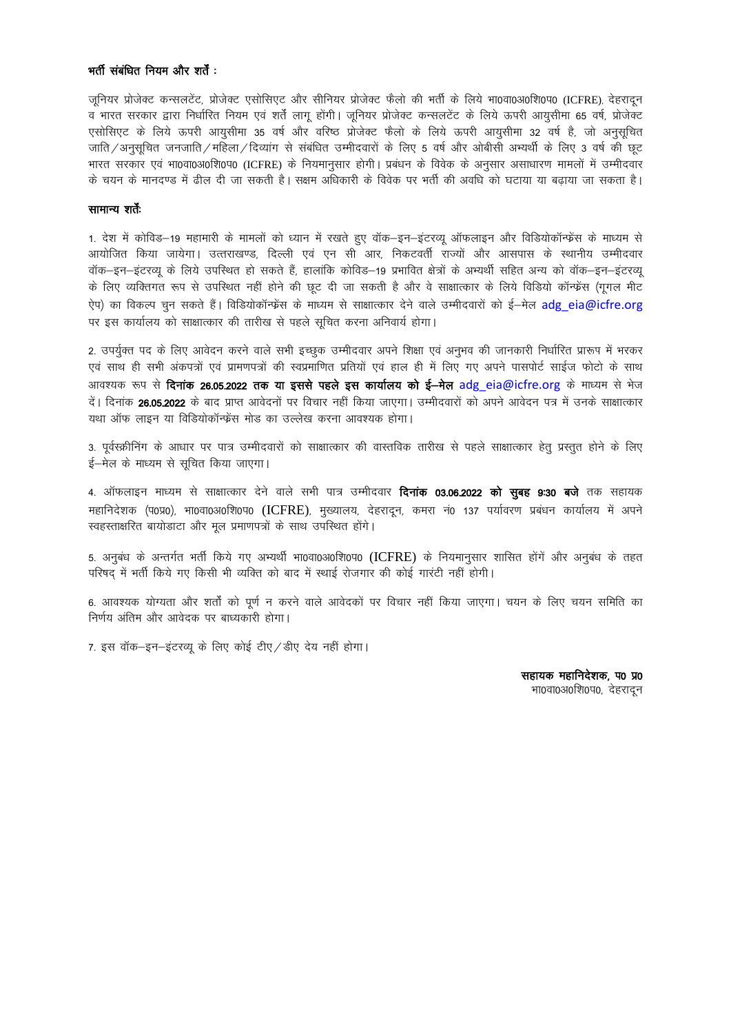**भर्ती संबंधित नियम और शर्तें :**

जूनियर प्रोजेक्ट कन्सलटेंट, प्रोजेक्ट एसोसिएट और सीनियर प्रोजेक्ट फैलो की भर्ती के लिये भा0वा0अ0शि0प0 (ICFRE), देहरादून व भारत सरकार द्वारा निर्धारित नियम एवं शर्तें लागू होंगी। जूनियर प्रोजेक्ट कन्सलटेंट के लिये ऊपरी आयुसीमा 65 वर्ष, प्रोजेक्ट एसोसिएट के लिये ऊपरी आयुसीमा 35 वर्ष और वरिष्ठ प्रोजेक्ट फैलो के लिये ऊपरी आयुसीमा 32 वर्ष है, जो अनुसूचित जाति/अनुसूचित जनजाति/महिला/दिव्यांग से संबंधित उम्मीदवारों के लिए 5 वर्ष और ओबीसी अभ्यर्थी के लिए 3 वर्ष की छूट भारत सरकार एवं भा0वा0अ0शि0प0 (ICFRE) के नियमानुसार होगी। प्रबंधन के विवेक के अनुसार असाधारण मामलों में उम्मीदवार के चयन के मानदण्ड में ढील दी जा सकती है। सक्षम अधिकारी के विवेक पर भर्ती की अवधि को घटाया या बढ़ाया जा सकता है।

**सामान्य शर्तेः**

1. देश में कोविड–19 महामारी के मामलों को ध्यान में रखते हुए वॉक–इन–इंटरव्यू ऑफलाइन और विडियोकॉन्फ्रेंस के माध्यम से आयोजित किया जायेगा। उत्तराखण्ड, दिल्ली एवं एन सी आर, निकटवर्ती राज्यों और आसपास के स्थानीय उम्मीदवार वॉक–इन–इंटरव्यू के लिये उपस्थित हो सकते हैं, हालांकि कोविड–19 प्रभावित क्षेत्रों के अभ्यर्थी सहित अन्य को वॉक–इन–इंटरव्यू के लिए व्यक्तिगत रूप से उपस्थित नहीं होने की छूट दी जा सकती है और वे साक्षात्कार के लिये विडियो कॉन्फ्रेंस (गूगल मीट ऐप) का विकल्प चुन सकते हैं। विडियोकॉन्फ्रेंस के माध्यम से साक्षात्कार देने वाले उम्मीदवारों को ई–मेल adg_eia@icfre.org पर इस कार्यालय को साक्षात्कार की तारीख से पहले सूचित करना अनिवार्य होगा।

2. उपर्युक्त पद के लिए आवेदन करने वाले सभी इच्छुक उम्मीदवार अपने शिक्षा एवं अनुभव की जानकारी निर्धारित प्रारूप में भरकर एवं साथ ही सभी अंकपत्रों एवं प्रमाणपत्रों की स्वप्रमाणित प्रतियों एवं हाल ही में लिए गए अपने पासपोर्ट साईज फोटो के साथ आवश्यक रूप से **दिनांक 26.05.2022 तक या इससे पहले इस कार्यालय को ई–मेल** adg_eia@icfre.org के माध्यम से भेज दें। दिनांक **26.05.2022** के बाद प्राप्त आवेदनों पर विचार नहीं किया जाएगा। उम्मीदवारों को अपने आवेदन पत्र में उनके साक्षात्कार यथा ऑफ लाइन या विडियोकॉन्फ्रेंस मोड का उल्लेख करना आवश्यक होगा।

3. पूर्वस्क्रीनिंग के आधार पर पात्र उम्मीदवारों को साक्षात्कार की वास्तविक तारीख से पहले साक्षात्कार हेतु प्रस्तुत होने के लिए ई–मेल के माध्यम से सूचित किया जाएगा।

4. ऑफलाइन माध्यम से साक्षात्कार देने वाले सभी पात्र उम्मीदवार **दिनांक 03.06.2022 को सुबह 9:30 बजे** तक सहायक महानिदेशक (प0प्र0), भा0वा0अ0शि0प0 (ICFRE), मुख्यालय, देहरादून, कमरा नं0 137 पर्यावरण प्रबंधन कार्यालय में अपने स्वहस्ताक्षरित बायोडाटा और मूल प्रमाणपत्रों के साथ उपस्थित होंगे।

5. अनुबंध के अन्तर्गत भर्ती किये गए अभ्यर्थी भा0वा0अ0शि0प0 (ICFRE) के नियमानुसार शासित होंगें और अनुबंध के तहत परिषद् में भर्ती किये गए किसी भी व्यक्ति को बाद में स्थाई रोजगार की कोई गारंटी नहीं होगी।

6. आवश्यक योग्यता और शर्तों को पूर्ण न करने वाले आवेदकों पर विचार नहीं किया जाएगा। चयन के लिए चयन समिति का निर्णय अंतिम और आवेदक पर बाध्यकारी होगा।

7. इस वॉक–इन–इंटरव्यू के लिए कोई टीए/डीए देय नहीं होगा।

**सहायक महानिदेशक, प0 प्र0**
भा0वा0अ0शि0प0, देहरादून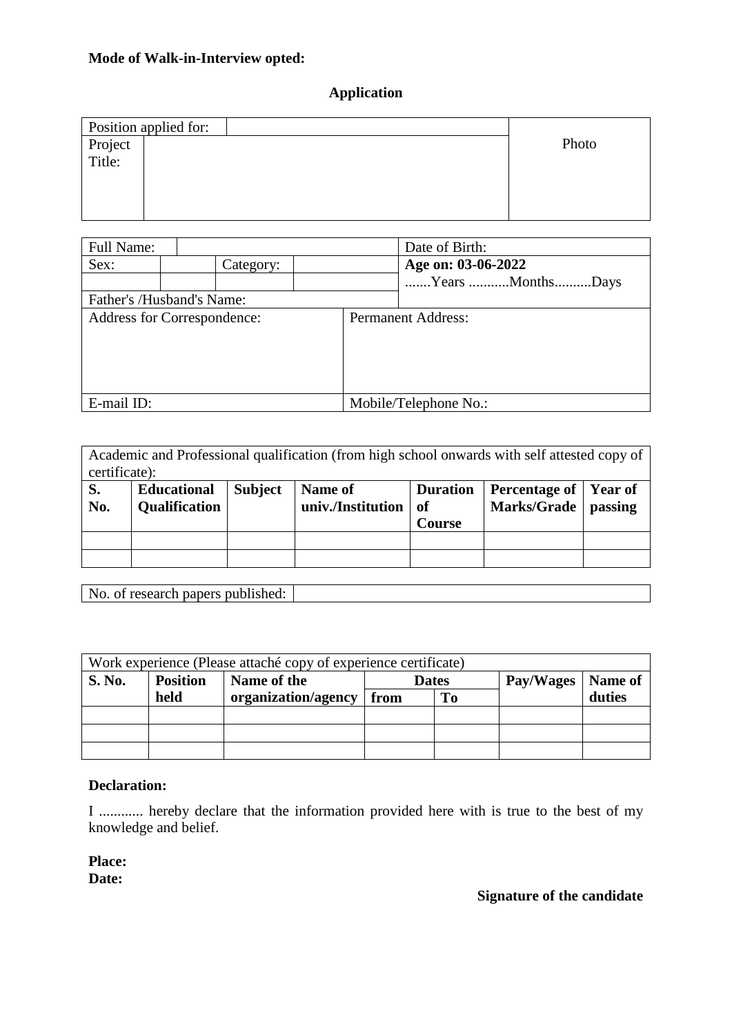**Mode of Walk-in-Interview opted:**

## Application

| | | |
|---|---|---|
| Position applied for: | | Photo |
| Project Title: | | |

| | | | | | |
|---|---|---|---|---|---|
| Full Name: | | | | | Date of Birth: |
| Sex: | | Category: | | | **Age on: 03-06-2022** |
| | | | | | .......Years ...........Months..........Days |
| Father's /Husband's Name: | | | | | |
| Address for Correspondence: | | | Permanent Address: | | |
| E-mail ID: | | | Mobile/Telephone No.: | | |

Academic and Professional qualification (from high school onwards with self attested copy of certificate):

| **S. No.** | **Educational Qualification** | **Subject** | **Name of univ./Institution** | **Duration of Course** | **Percentage of Marks/Grade** | **Year of passing** |
|---|---|---|---|---|---|---|
| | | | | | | |
| | | | | | | |

| | |
|---|---|
| No. of research papers published: | |

Work experience (Please attaché copy of experience certificate)

| **S. No.** | **Position held** | **Name of the organization/agency** | **Dates** | | **Pay/Wages** | **Name of duties** |
|---|---|---|---|---|---|---|
| | | | **from** | **To** | | |
| | | | | | | |
| | | | | | | |
| | | | | | | |

**Declaration:**

I ............ hereby declare that the information provided here with is true to the best of my knowledge and belief.

**Place:**
**Date:**

**Signature of the candidate**